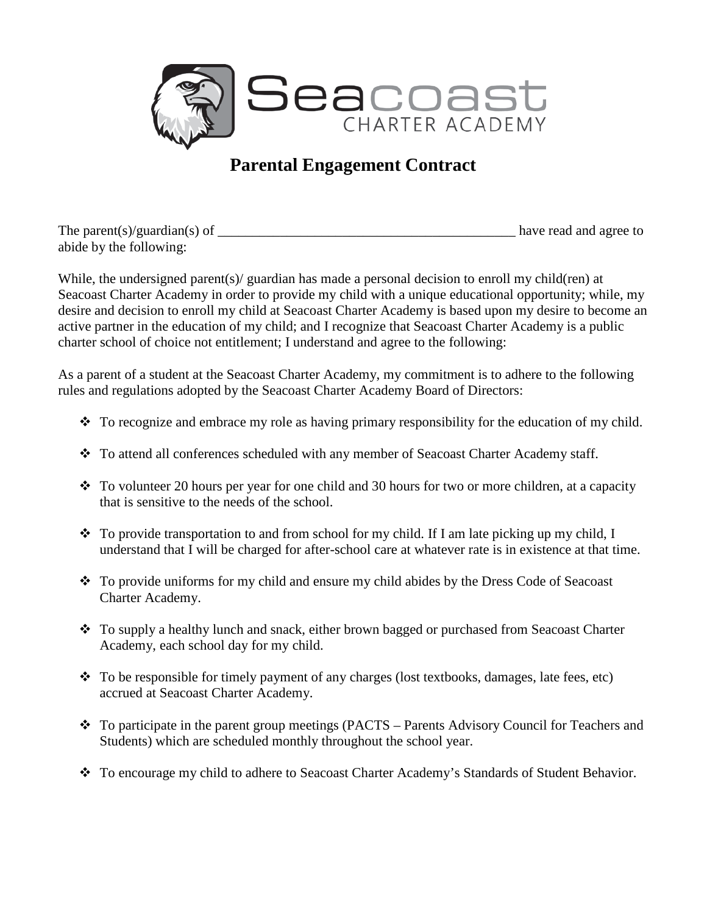Seacoast CHARTER ACADEMY

# Parental Engagement Contract

The parent(s)/guardian(s) of ____________________________________________ have read and agree to abide by the following:

While, the undersigned parent(s)/ guardian has made a personal decision to enroll my child(ren) at Seacoast Charter Academy in order to provide my child with a unique educational opportunity; while, my desire and decision to enroll my child at Seacoast Charter Academy is based upon my desire to become an active partner in the education of my child; and I recognize that Seacoast Charter Academy is a public charter school of choice not entitlement; I understand and agree to the following:

As a parent of a student at the Seacoast Charter Academy, my commitment is to adhere to the following rules and regulations adopted by the Seacoast Charter Academy Board of Directors:

- To recognize and embrace my role as having primary responsibility for the education of my child.
- To attend all conferences scheduled with any member of Seacoast Charter Academy staff.
- To volunteer 20 hours per year for one child and 30 hours for two or more children, at a capacity that is sensitive to the needs of the school.
- To provide transportation to and from school for my child. If I am late picking up my child, I understand that I will be charged for after-school care at whatever rate is in existence at that time.
- To provide uniforms for my child and ensure my child abides by the Dress Code of Seacoast Charter Academy.
- To supply a healthy lunch and snack, either brown bagged or purchased from Seacoast Charter Academy, each school day for my child.
- To be responsible for timely payment of any charges (lost textbooks, damages, late fees, etc) accrued at Seacoast Charter Academy.
- To participate in the parent group meetings (PACTS – Parents Advisory Council for Teachers and Students) which are scheduled monthly throughout the school year.
- To encourage my child to adhere to Seacoast Charter Academy's Standards of Student Behavior.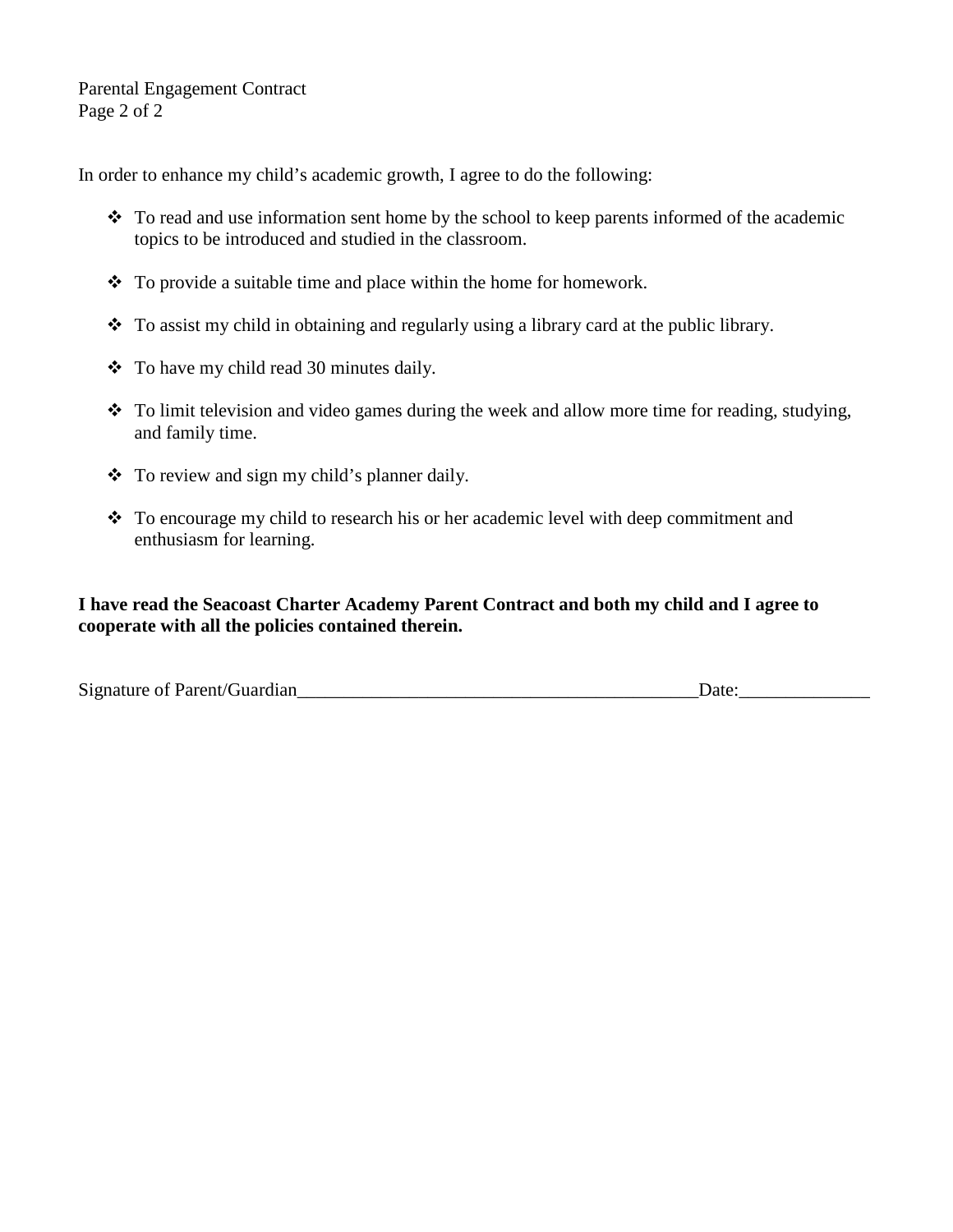In order to enhance my child's academic growth, I agree to do the following:

- To read and use information sent home by the school to keep parents informed of the academic topics to be introduced and studied in the classroom.
- To provide a suitable time and place within the home for homework.
- To assist my child in obtaining and regularly using a library card at the public library.
- To have my child read 30 minutes daily.
- To limit television and video games during the week and allow more time for reading, studying, and family time.
- To review and sign my child's planner daily.
- To encourage my child to research his or her academic level with deep commitment and enthusiasm for learning.

**I have read the Seacoast Charter Academy Parent Contract and both my child and I agree to cooperate with all the policies contained therein.**

Signature of Parent/Guardian_____________________________________________Date:______________